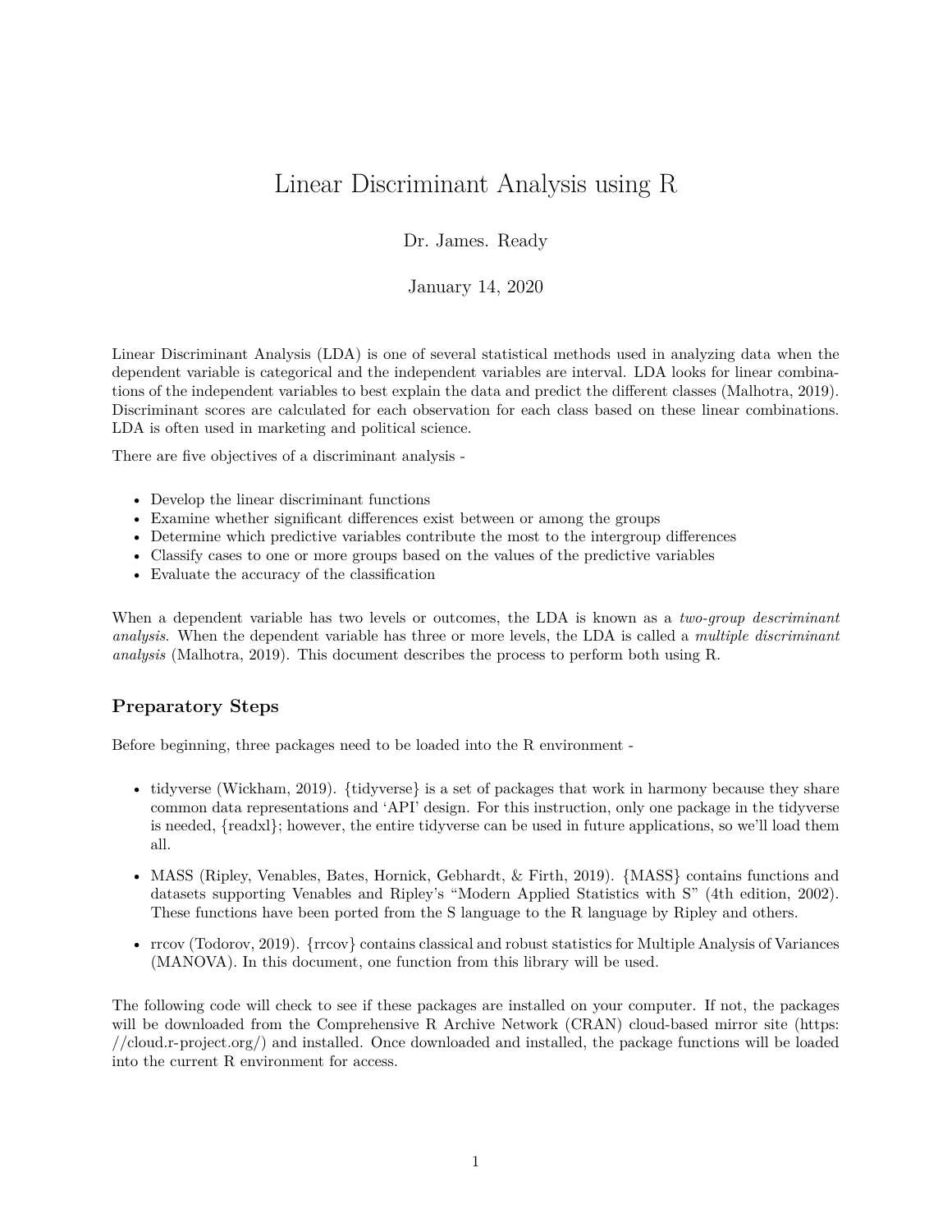# Linear Discriminant Analysis using R

Dr. James. Ready

January 14, 2020

Linear Discriminant Analysis (LDA) is one of several statistical methods used in analyzing data when the dependent variable is categorical and the independent variables are interval. LDA looks for linear combinations of the independent variables to best explain the data and predict the different classes (Malhotra, 2019). Discriminant scores are calculated for each observation for each class based on these linear combinations. LDA is often used in marketing and political science.

There are five objectives of a discriminant analysis -

- Develop the linear discriminant functions
- Examine whether significant differences exist between or among the groups
- Determine which predictive variables contribute the most to the intergroup differences
- Classify cases to one or more groups based on the values of the predictive variables
- Evaluate the accuracy of the classification

When a dependent variable has two levels or outcomes, the LDA is known as a *two-group descriminant analysis*. When the dependent variable has three or more levels, the LDA is called a *multiple discriminant analysis* (Malhotra, 2019). This document describes the process to perform both using R.

## Preparatory Steps

Before beginning, three packages need to be loaded into the R environment -

- tidyverse (Wickham, 2019). {tidyverse} is a set of packages that work in harmony because they share common data representations and 'API' design. For this instruction, only one package in the tidyverse is needed, {readxl}; however, the entire tidyverse can be used in future applications, so we'll load them all.

- MASS (Ripley, Venables, Bates, Hornick, Gebhardt, & Firth, 2019). {MASS} contains functions and datasets supporting Venables and Ripley's "Modern Applied Statistics with S" (4th edition, 2002). These functions have been ported from the S language to the R language by Ripley and others.

- rrcov (Todorov, 2019). {rrcov} contains classical and robust statistics for Multiple Analysis of Variances (MANOVA). In this document, one function from this library will be used.

The following code will check to see if these packages are installed on your computer. If not, the packages will be downloaded from the Comprehensive R Archive Network (CRAN) cloud-based mirror site (https://cloud.r-project.org/) and installed. Once downloaded and installed, the package functions will be loaded into the current R environment for access.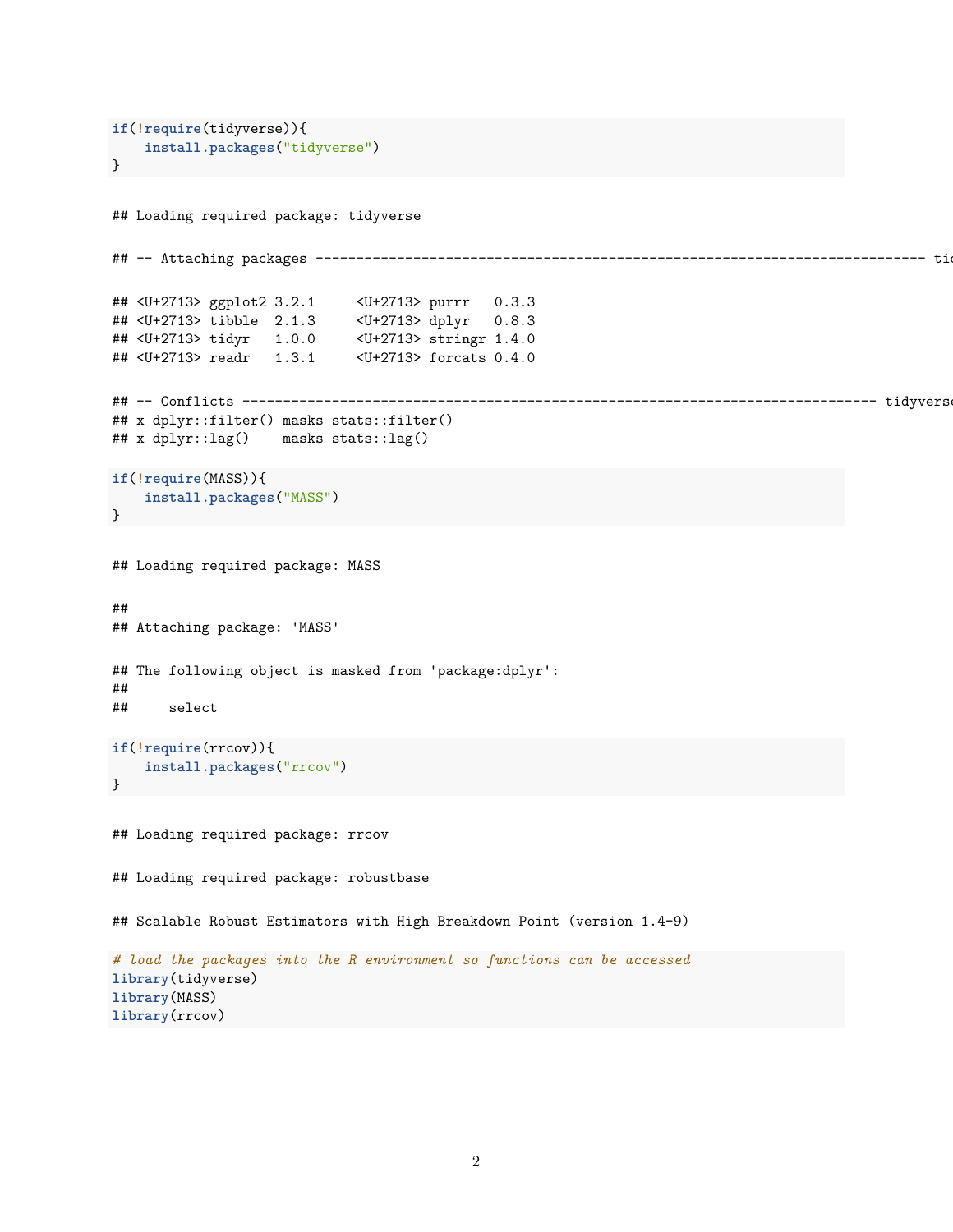```r
if(!require(tidyverse)){
    install.packages("tidyverse")
}
```

```
## Loading required package: tidyverse
```

```
## -- Attaching packages --------------------------------------------------------------------------- tid
```

```
## <U+2713> ggplot2 3.2.1     <U+2713> purrr   0.3.3
## <U+2713> tibble  2.1.3     <U+2713> dplyr   0.8.3
## <U+2713> tidyr   1.0.0     <U+2713> stringr 1.4.0
## <U+2713> readr   1.3.1     <U+2713> forcats 0.4.0
```

```
## -- Conflicts ------------------------------------------------------------------------------ tidyverse
## x dplyr::filter() masks stats::filter()
## x dplyr::lag()    masks stats::lag()
```

```r
if(!require(MASS)){
    install.packages("MASS")
}
```

```
## Loading required package: MASS
```

```
##
## Attaching package: 'MASS'
```

```
## The following object is masked from 'package:dplyr':
##
##     select
```

```r
if(!require(rrcov)){
    install.packages("rrcov")
}
```

```
## Loading required package: rrcov
```

```
## Loading required package: robustbase
```

```
## Scalable Robust Estimators with High Breakdown Point (version 1.4-9)
```

```r
# load the packages into the R environment so functions can be accessed
library(tidyverse)
library(MASS)
library(rrcov)
```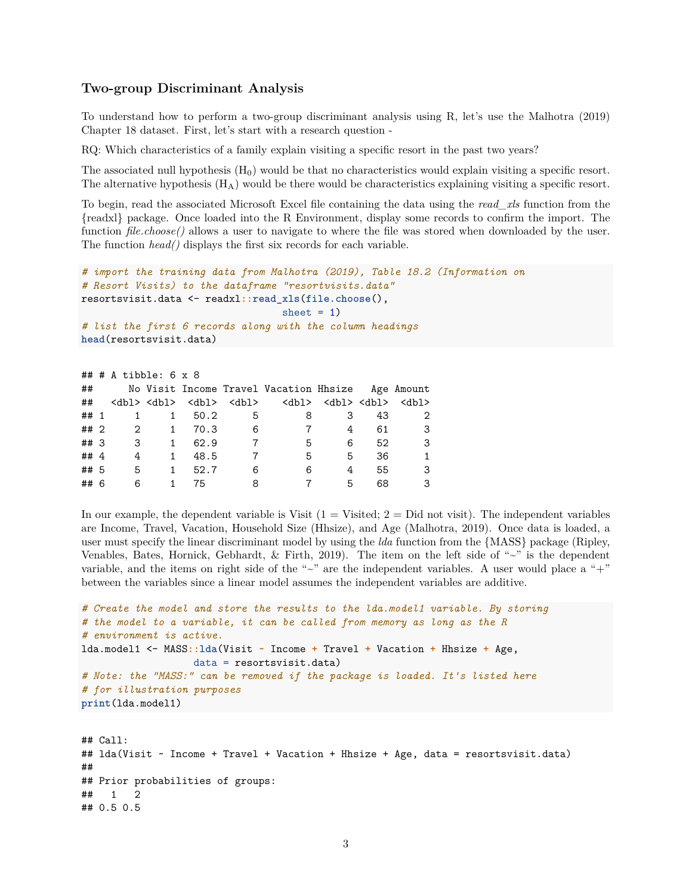### Two-group Discriminant Analysis

To understand how to perform a two-group discriminant analysis using R, let's use the Malhotra (2019) Chapter 18 dataset. First, let's start with a research question -

RQ: Which characteristics of a family explain visiting a specific resort in the past two years?

The associated null hypothesis ($H_0$) would be that no characteristics would explain visiting a specific resort. The alternative hypothesis ($H_A$) would be there would be characteristics explaining visiting a specific resort.

To begin, read the associated Microsoft Excel file containing the data using the *read_xls* function from the {readxl} package. Once loaded into the R Environment, display some records to confirm the import. The function *file.choose()* allows a user to navigate to where the file was stored when downloaded by the user. The function *head()* displays the first six records for each variable.

```
# import the training data from Malhotra (2019), Table 18.2 (Information on
# Resort Visits) to the dataframe "resortvisits.data"
resortsvisit.data <- readxl::read_xls(file.choose(),
                                       sheet = 1)
# list the first 6 records along with the column headings
head(resortsvisit.data)
```

```
## # A tibble: 6 x 8
##      No Visit Income Travel Vacation Hhsize   Age Amount
##   <dbl> <dbl>  <dbl>  <dbl>    <dbl>  <dbl> <dbl>  <dbl>
## 1     1     1   50.2      5        8      3    43      2
## 2     2     1   70.3      6        7      4    61      3
## 3     3     1   62.9      7        5      6    52      3
## 4     4     1   48.5      7        5      5    36      1
## 5     5     1   52.7      6        6      4    55      3
## 6     6     1   75        8        7      5    68      3
```

In our example, the dependent variable is Visit (1 = Visited; 2 = Did not visit). The independent variables are Income, Travel, Vacation, Household Size (Hhsize), and Age (Malhotra, 2019). Once data is loaded, a user must specify the linear discriminant model by using the *lda* function from the {MASS} package (Ripley, Venables, Bates, Hornick, Gebhardt, & Firth, 2019). The item on the left side of "~" is the dependent variable, and the items on right side of the "~" are the independent variables. A user would place a "+" between the variables since a linear model assumes the independent variables are additive.

```
# Create the model and store the results to the lda.model1 variable. By storing
# the model to a variable, it can be called from memory as long as the R
# environment is active.
lda.model1 <- MASS::lda(Visit ~ Income + Travel + Vacation + Hhsize + Age,
                        data = resortsvisit.data)
# Note: the "MASS:" can be removed if the package is loaded. It's listed here
# for illustration purposes
print(lda.model1)
```

```
## Call:
## lda(Visit ~ Income + Travel + Vacation + Hhsize + Age, data = resortsvisit.data)
##
## Prior probabilities of groups:
##   1   2
## 0.5 0.5
```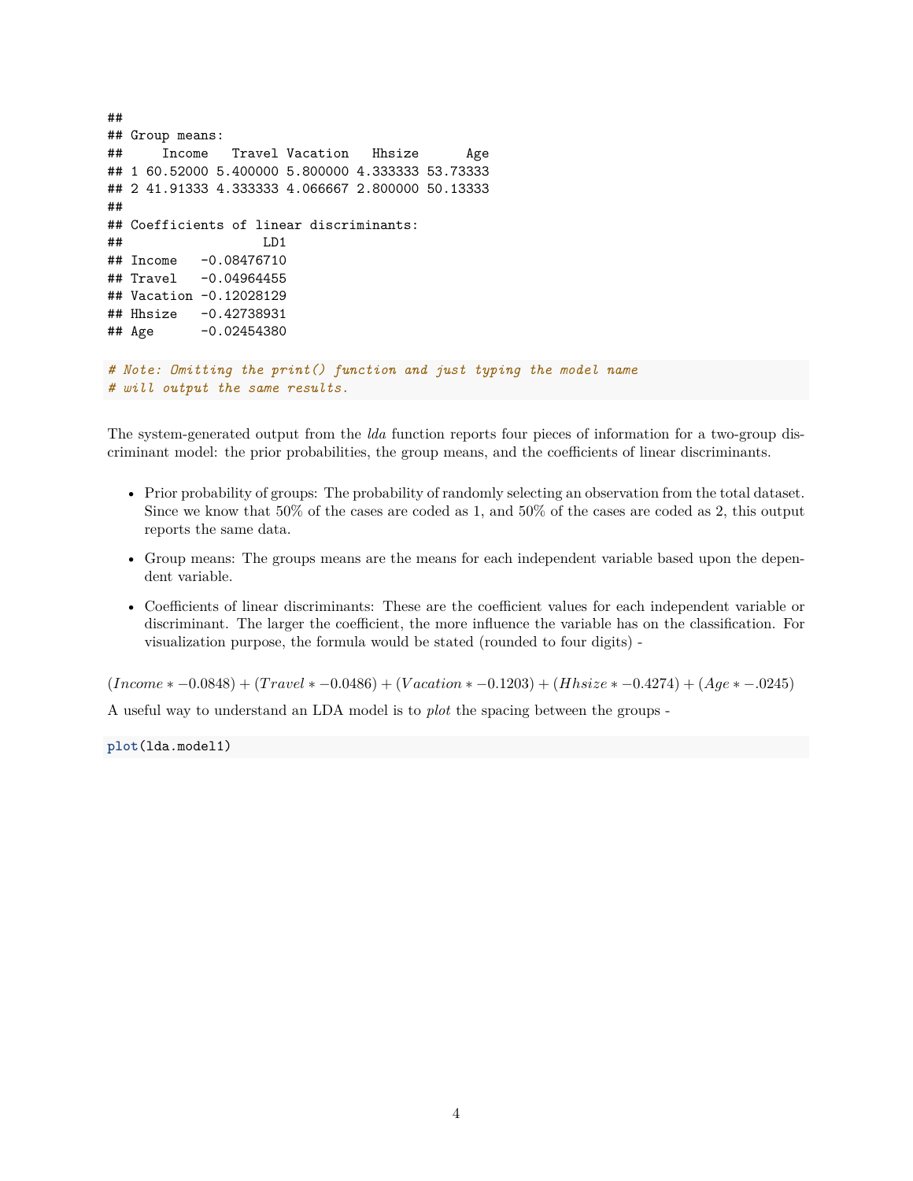```
##
## Group means:
##     Income   Travel Vacation   Hhsize      Age
## 1 60.52000 5.400000 5.800000 4.333333 53.73333
## 2 41.91333 4.333333 4.066667 2.800000 50.13333
##
## Coefficients of linear discriminants:
##                 LD1
## Income   -0.08476710
## Travel   -0.04964455
## Vacation -0.12028129
## Hhsize   -0.42738931
## Age      -0.02454380
```

```
# Note: Omitting the print() function and just typing the model name
# will output the same results.
```

The system-generated output from the *lda* function reports four pieces of information for a two-group discriminant model: the prior probabilities, the group means, and the coefficients of linear discriminants.

- Prior probability of groups: The probability of randomly selecting an observation from the total dataset. Since we know that 50% of the cases are coded as 1, and 50% of the cases are coded as 2, this output reports the same data.
- Group means: The groups means are the means for each independent variable based upon the dependent variable.
- Coefficients of linear discriminants: These are the coefficient values for each independent variable or discriminant. The larger the coefficient, the more influence the variable has on the classification. For visualization purpose, the formula would be stated (rounded to four digits) -

$$(Income * -0.0848) + (Travel * -0.0486) + (Vacation * -0.1203) + (Hhsize * -0.4274) + (Age * -.0245)$$

A useful way to understand an LDA model is to *plot* the spacing between the groups -

```
plot(lda.model1)
```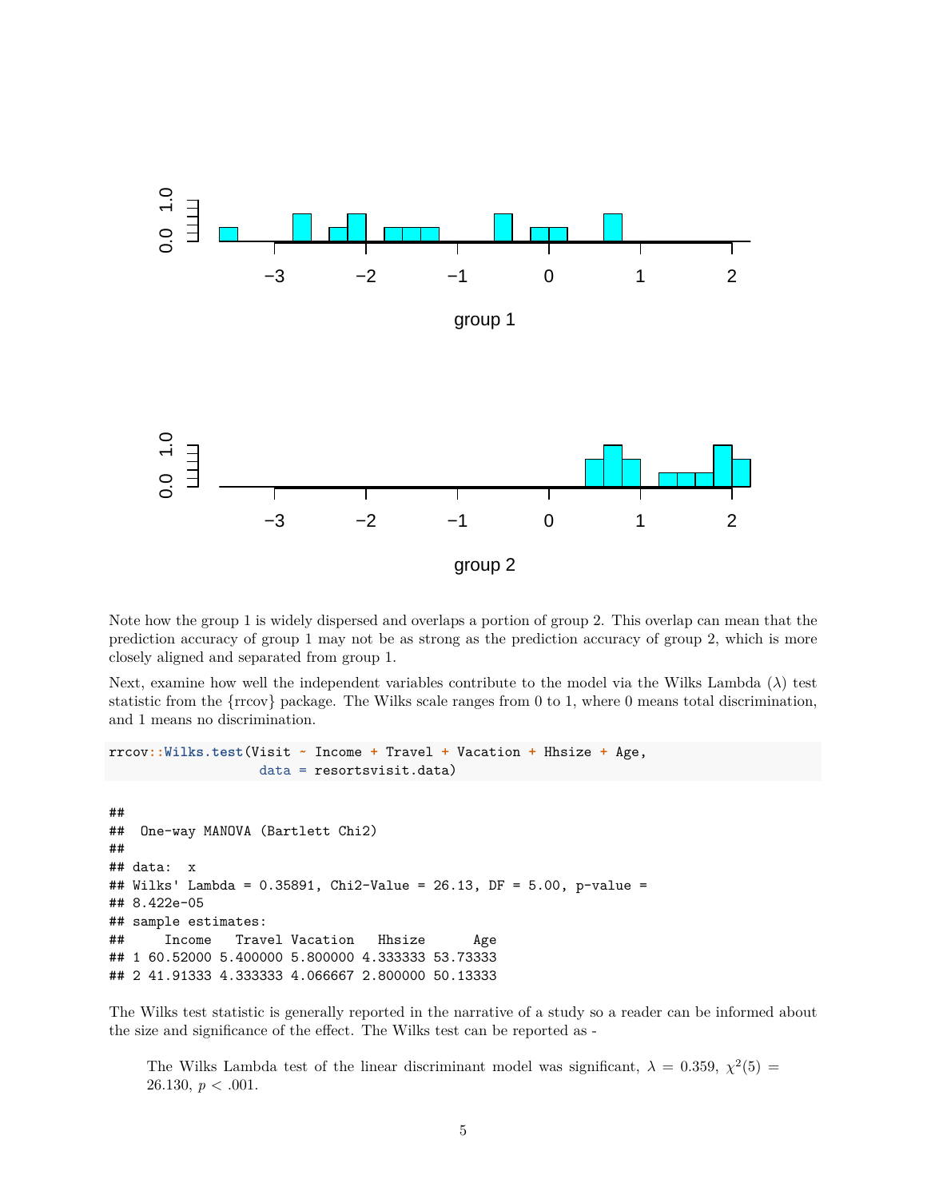Note how the group 1 is widely dispersed and overlaps a portion of group 2. This overlap can mean that the prediction accuracy of group 1 may not be as strong as the prediction accuracy of group 2, which is more closely aligned and separated from group 1.

Next, examine how well the independent variables contribute to the model via the Wilks Lambda ($\lambda$) test statistic from the {rrcov} package. The Wilks scale ranges from 0 to 1, where 0 means total discrimination, and 1 means no discrimination.

```
rrcov::Wilks.test(Visit ~ Income + Travel + Vacation + Hhsize + Age,
                  data = resortsvisit.data)
```

```
##
##  One-way MANOVA (Bartlett Chi2)
##
## data:  x
## Wilks' Lambda = 0.35891, Chi2-Value = 26.13, DF = 5.00, p-value =
## 8.422e-05
## sample estimates:
##     Income   Travel Vacation   Hhsize      Age
## 1 60.52000 5.400000 5.800000 4.333333 53.73333
## 2 41.91333 4.333333 4.066667 2.800000 50.13333
```

The Wilks test statistic is generally reported in the narrative of a study so a reader can be informed about the size and significance of the effect. The Wilks test can be reported as -

> The Wilks Lambda test of the linear discriminant model was significant, $\lambda = 0.359$, $\chi^2(5) = 26.130$, $p < .001$.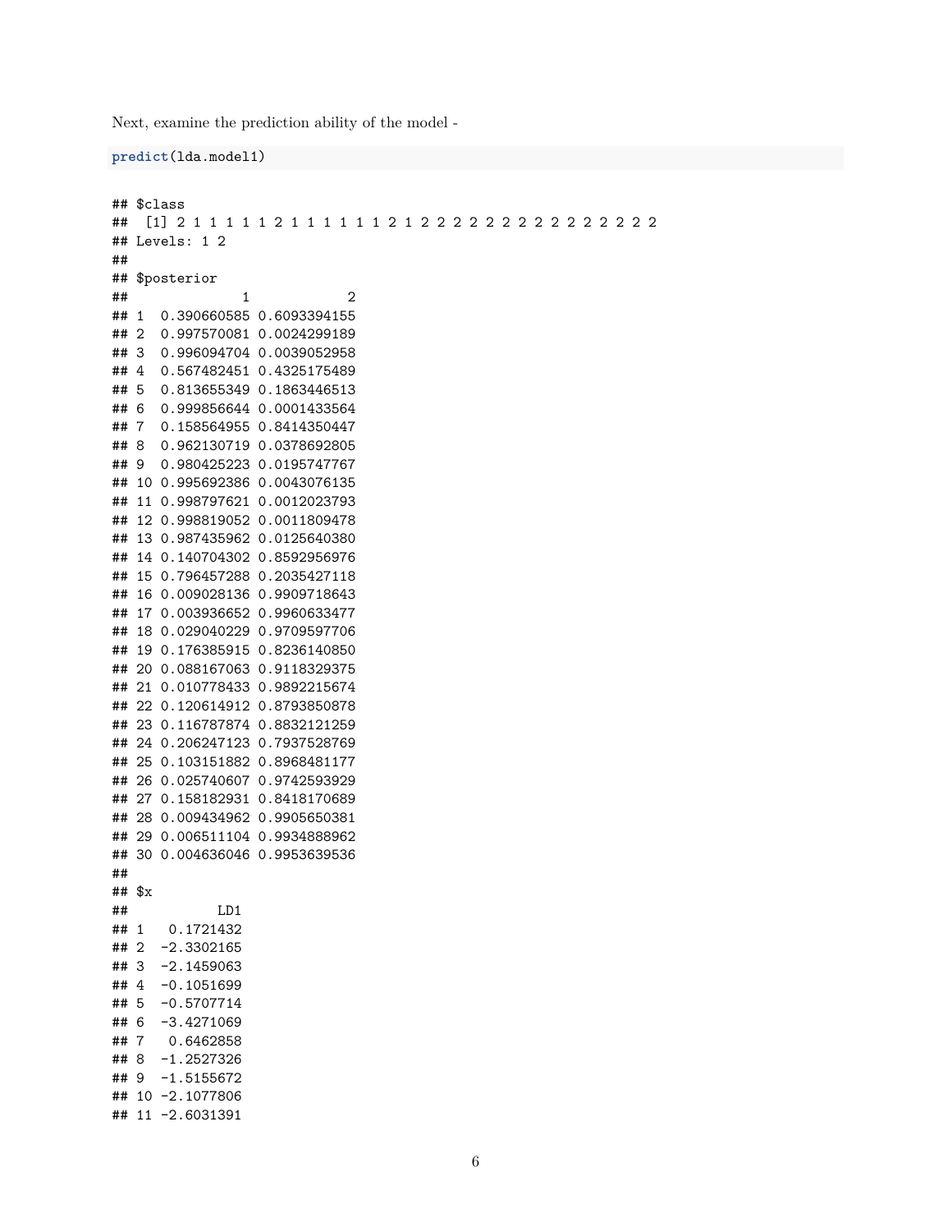Next, examine the prediction ability of the model -

```
predict(lda.model1)
```

```
## $class
##  [1] 2 1 1 1 1 1 2 1 1 1 1 1 1 2 1 2 2 2 2 2 2 2 2 2 2 2 2 2 2 2
## Levels: 1 2
##
## $posterior
##              1            2
## 1  0.390660585 0.6093394155
## 2  0.997570081 0.0024299189
## 3  0.996094704 0.0039052958
## 4  0.567482451 0.4325175489
## 5  0.813655349 0.1863446513
## 6  0.999856644 0.0001433564
## 7  0.158564955 0.8414350447
## 8  0.962130719 0.0378692805
## 9  0.980425223 0.0195747767
## 10 0.995692386 0.0043076135
## 11 0.998797621 0.0012023793
## 12 0.998819052 0.0011809478
## 13 0.987435962 0.0125640380
## 14 0.140704302 0.8592956976
## 15 0.796457288 0.2035427118
## 16 0.009028136 0.9909718643
## 17 0.003936652 0.9960633477
## 18 0.029040229 0.9709597706
## 19 0.176385915 0.8236140850
## 20 0.088167063 0.9118329375
## 21 0.010778433 0.9892215674
## 22 0.120614912 0.8793850878
## 23 0.116787874 0.8832121259
## 24 0.206247123 0.7937528769
## 25 0.103151882 0.8968481177
## 26 0.025740607 0.9742593929
## 27 0.158182931 0.8418170689
## 28 0.009434962 0.9905650381
## 29 0.006511104 0.9934888962
## 30 0.004636046 0.9953639536
##
## $x
##           LD1
## 1   0.1721432
## 2  -2.3302165
## 3  -2.1459063
## 4  -0.1051699
## 5  -0.5707714
## 6  -3.4271069
## 7   0.6462858
## 8  -1.2527326
## 9  -1.5155672
## 10 -2.1077806
## 11 -2.6031391
```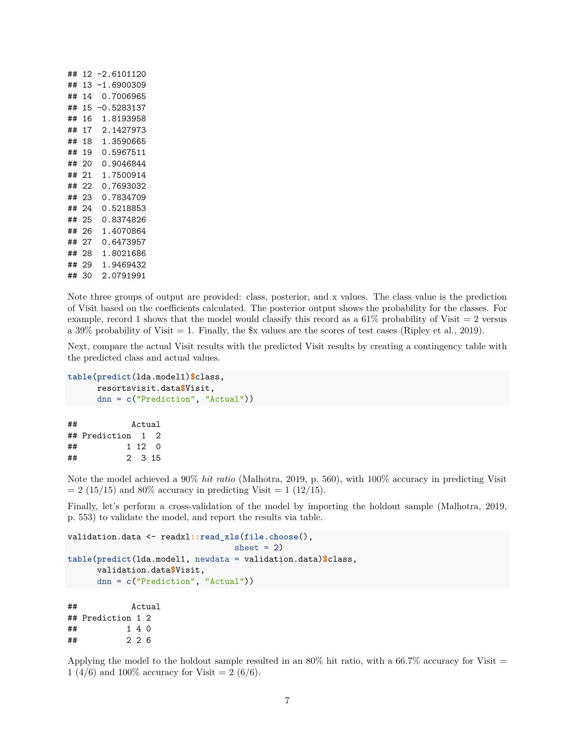```
## 12 -2.6101120
## 13 -1.6900309
## 14  0.7006965
## 15 -0.5283137
## 16  1.8193958
## 17  2.1427973
## 18  1.3590665
## 19  0.5967511
## 20  0.9046844
## 21  1.7500914
## 22  0.7693032
## 23  0.7834709
## 24  0.5218853
## 25  0.8374826
## 26  1.4070864
## 27  0.6473957
## 28  1.8021686
## 29  1.9469432
## 30  2.0791991
```

Note three groups of output are provided: class, posterior, and x values. The class value is the prediction of Visit based on the coefficients calculated. The posterior output shows the probability for the classes. For example, record 1 shows that the model would classify this record as a 61% probability of Visit = 2 versus a 39% probability of Visit = 1. Finally, the $x values are the scores of test cases (Ripley et al., 2019).

Next, compare the actual Visit results with the predicted Visit results by creating a contingency table with the predicted class and actual values.

```
table(predict(lda.model1)$class,
      resortsvisit.data$Visit,
      dnn = c("Prediction", "Actual"))
```

```
##           Actual
## Prediction  1  2
##          1 12  0
##          2  3 15
```

Note the model achieved a 90% *hit ratio* (Malhotra, 2019, p. 560), with 100% accuracy in predicting Visit = 2 (15/15) and 80% accuracy in predicting Visit = 1 (12/15).

Finally, let's perform a cross-validation of the model by importing the holdout sample (Malhotra, 2019, p. 553) to validate the model, and report the results via table.

```
validation.data <- readxl::read_xls(file.choose(),
                                    sheet = 2)
table(predict(lda.model1, newdata = validation.data)$class,
      validation.data$Visit,
      dnn = c("Prediction", "Actual"))
```

```
##           Actual
## Prediction 1 2
##          1 4 0
##          2 2 6
```

Applying the model to the holdout sample resulted in an 80% hit ratio, with a 66.7% accuracy for Visit = 1 (4/6) and 100% accuracy for Visit = 2 (6/6).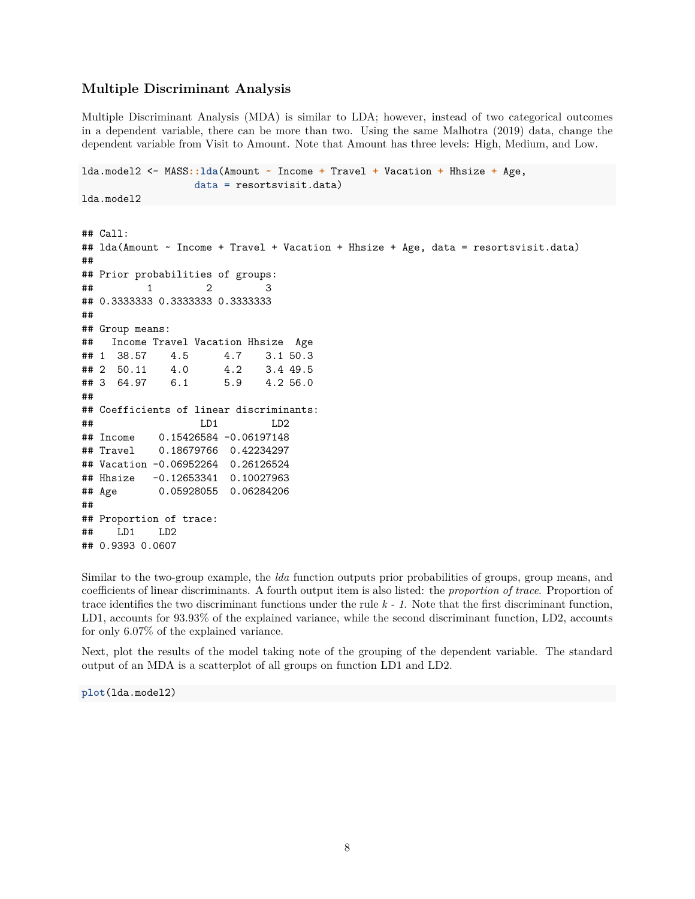### Multiple Discriminant Analysis

Multiple Discriminant Analysis (MDA) is similar to LDA; however, instead of two categorical outcomes in a dependent variable, there can be more than two. Using the same Malhotra (2019) data, change the dependent variable from Visit to Amount. Note that Amount has three levels: High, Medium, and Low.

```
lda.model2 <- MASS::lda(Amount ~ Income + Travel + Vacation + Hhsize + Age,
                        data = resortsvisit.data)
lda.model2
```

```
## Call:
## lda(Amount ~ Income + Travel + Vacation + Hhsize + Age, data = resortsvisit.data)
##
## Prior probabilities of groups:
##         1         2         3
## 0.3333333 0.3333333 0.3333333
##
## Group means:
##   Income Travel Vacation Hhsize  Age
## 1  38.57    4.5      4.7    3.1 50.3
## 2  50.11    4.0      4.2    3.4 49.5
## 3  64.97    6.1      5.9    4.2 56.0
##
## Coefficients of linear discriminants:
##                  LD1         LD2
## Income    0.15426584 -0.06197148
## Travel    0.18679766  0.42234297
## Vacation -0.06952264  0.26126524
## Hhsize   -0.12653341  0.10027963
## Age       0.05928055  0.06284206
##
## Proportion of trace:
##    LD1    LD2
## 0.9393 0.0607
```

Similar to the two-group example, the *lda* function outputs prior probabilities of groups, group means, and coefficients of linear discriminants. A fourth output item is also listed: the *proportion of trace*. Proportion of trace identifies the two discriminant functions under the rule *k - 1*. Note that the first discriminant function, LD1, accounts for 93.93% of the explained variance, while the second discriminant function, LD2, accounts for only 6.07% of the explained variance.

Next, plot the results of the model taking note of the grouping of the dependent variable. The standard output of an MDA is a scatterplot of all groups on function LD1 and LD2.

```
plot(lda.model2)
```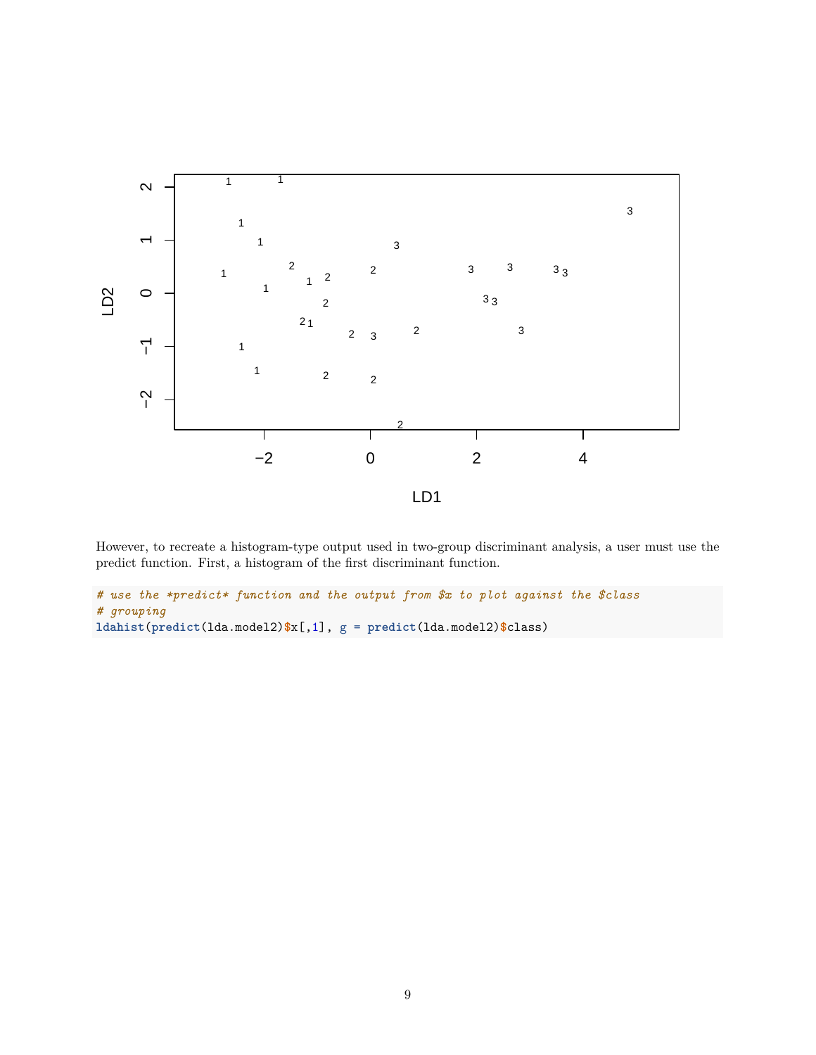However, to recreate a histogram-type output used in two-group discriminant analysis, a user must use the predict function. First, a histogram of the first discriminant function.

```
# use the *predict* function and the output from $x to plot against the $class
# grouping
ldahist(predict(lda.model2)$x[,1], g = predict(lda.model2)$class)
```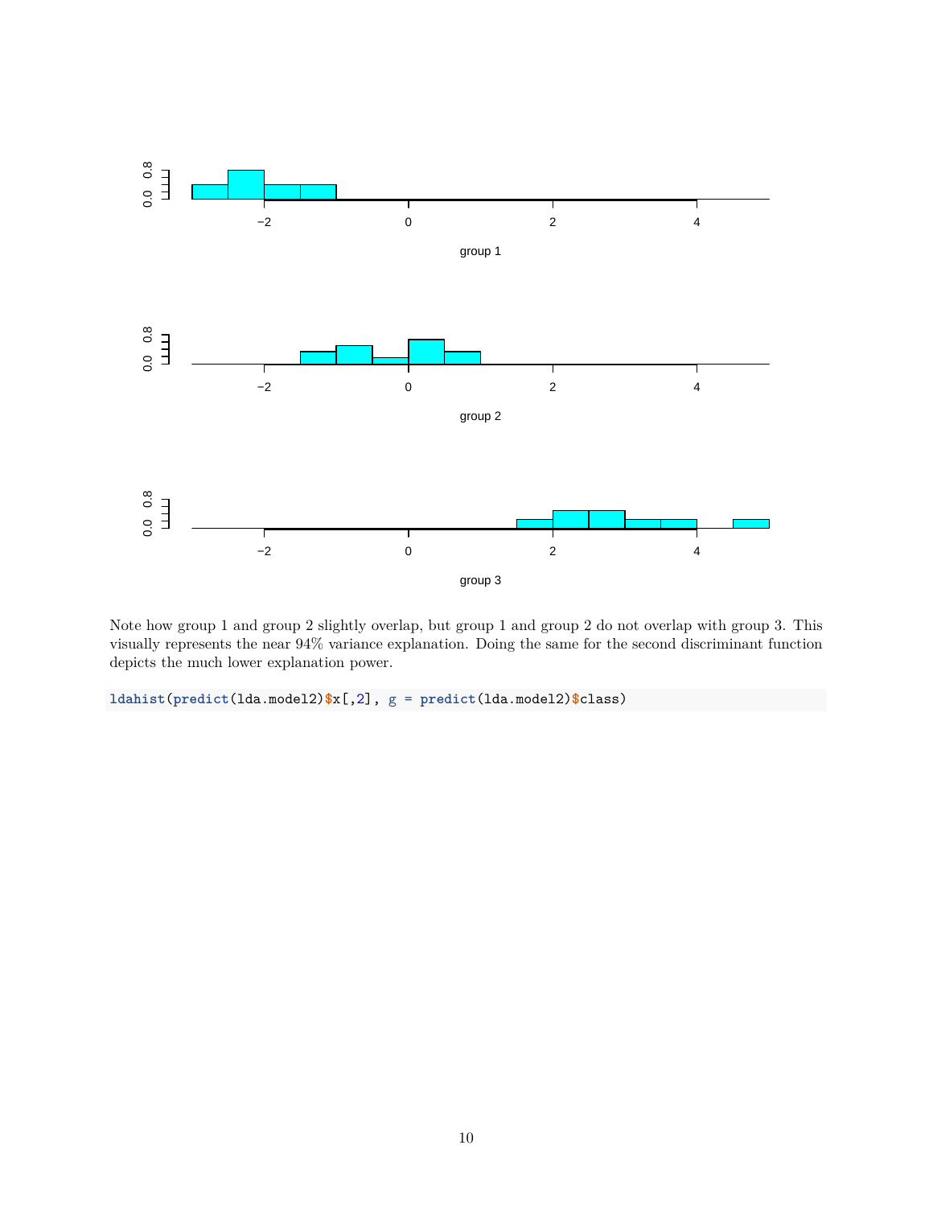Note how group 1 and group 2 slightly overlap, but group 1 and group 2 do not overlap with group 3. This visually represents the near 94% variance explanation. Doing the same for the second discriminant function depicts the much lower explanation power.

```
ldahist(predict(lda.model2)$x[,2], g = predict(lda.model2)$class)
```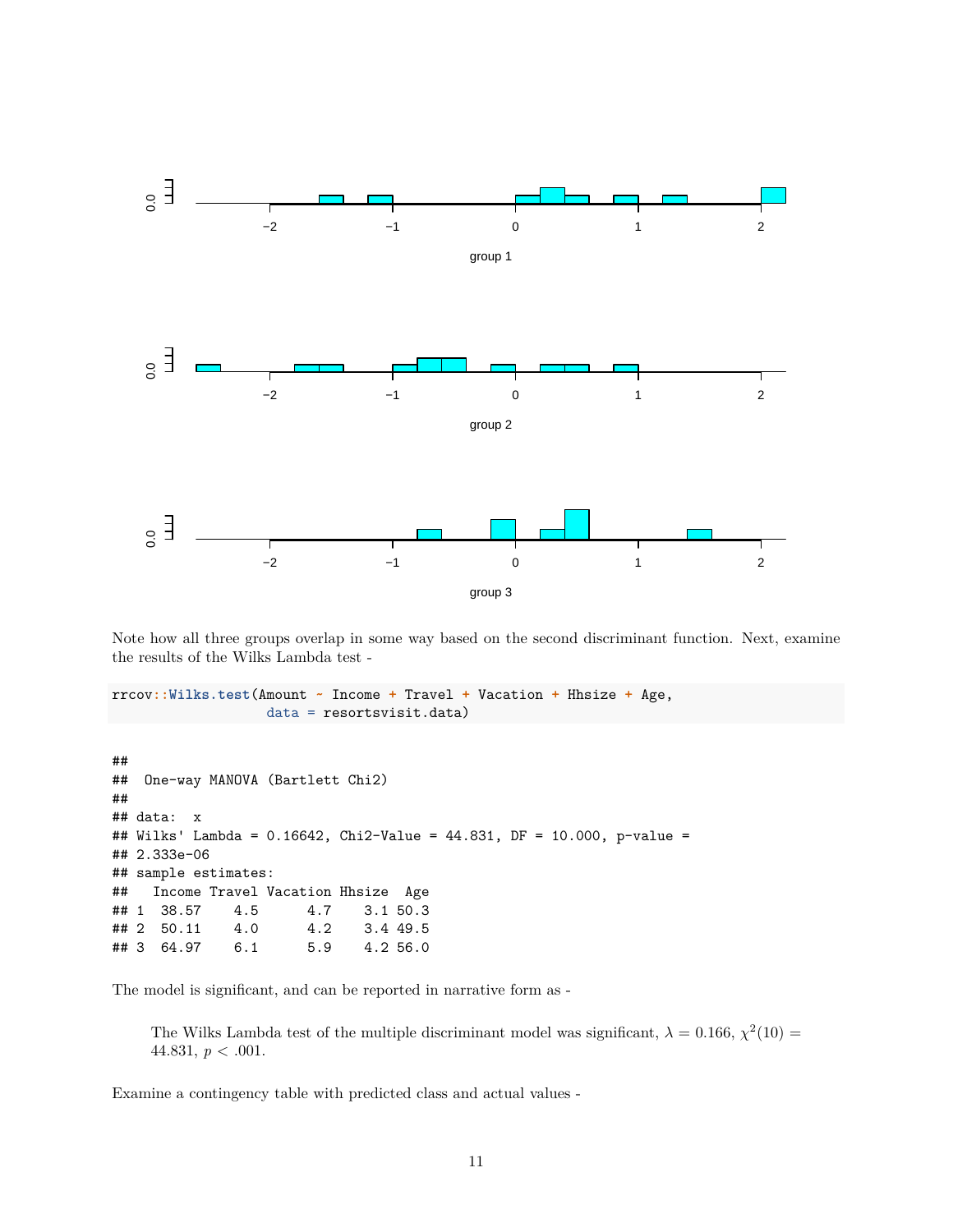Note how all three groups overlap in some way based on the second discriminant function. Next, examine the results of the Wilks Lambda test -

```
rrcov::Wilks.test(Amount ~ Income + Travel + Vacation + Hhsize + Age,
                  data = resortsvisit.data)
```

```
##
##  One-way MANOVA (Bartlett Chi2)
##
## data:  x
## Wilks' Lambda = 0.16642, Chi2-Value = 44.831, DF = 10.000, p-value =
## 2.333e-06
## sample estimates:
##   Income Travel Vacation Hhsize  Age
## 1  38.57    4.5      4.7    3.1 50.3
## 2  50.11    4.0      4.2    3.4 49.5
## 3  64.97    6.1      5.9    4.2 56.0
```

The model is significant, and can be reported in narrative form as -

> The Wilks Lambda test of the multiple discriminant model was significant, $\lambda = 0.166$, $\chi^2(10) = 44.831$, $p < .001$.

Examine a contingency table with predicted class and actual values -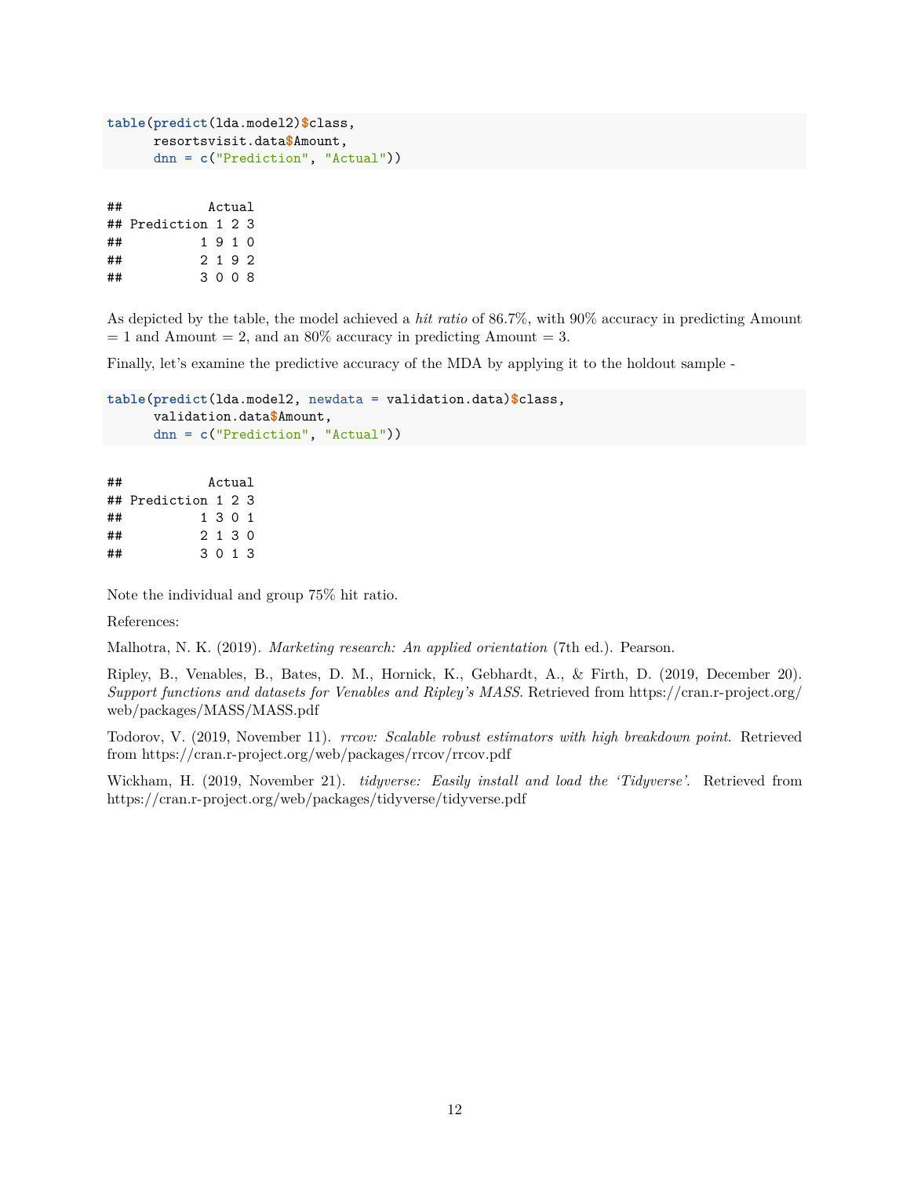```r
table(predict(lda.model2)$class,
      resortsvisit.data$Amount,
      dnn = c("Prediction", "Actual"))
```

```
##           Actual
## Prediction 1 2 3
##          1 9 1 0
##          2 1 9 2
##          3 0 0 8
```

As depicted by the table, the model achieved a *hit ratio* of 86.7%, with 90% accuracy in predicting Amount = 1 and Amount = 2, and an 80% accuracy in predicting Amount = 3.

Finally, let's examine the predictive accuracy of the MDA by applying it to the holdout sample -

```r
table(predict(lda.model2, newdata = validation.data)$class,
      validation.data$Amount,
      dnn = c("Prediction", "Actual"))
```

```
##           Actual
## Prediction 1 2 3
##          1 3 0 1
##          2 1 3 0
##          3 0 1 3
```

Note the individual and group 75% hit ratio.

References:

Malhotra, N. K. (2019). *Marketing research: An applied orientation* (7th ed.). Pearson.

Ripley, B., Venables, B., Bates, D. M., Hornick, K., Gebhardt, A., & Firth, D. (2019, December 20). *Support functions and datasets for Venables and Ripley's MASS*. Retrieved from https://cran.r-project.org/web/packages/MASS/MASS.pdf

Todorov, V. (2019, November 11). *rrcov: Scalable robust estimators with high breakdown point*. Retrieved from https://cran.r-project.org/web/packages/rrcov/rrcov.pdf

Wickham, H. (2019, November 21). *tidyverse: Easily install and load the 'Tidyverse'*. Retrieved from https://cran.r-project.org/web/packages/tidyverse/tidyverse.pdf